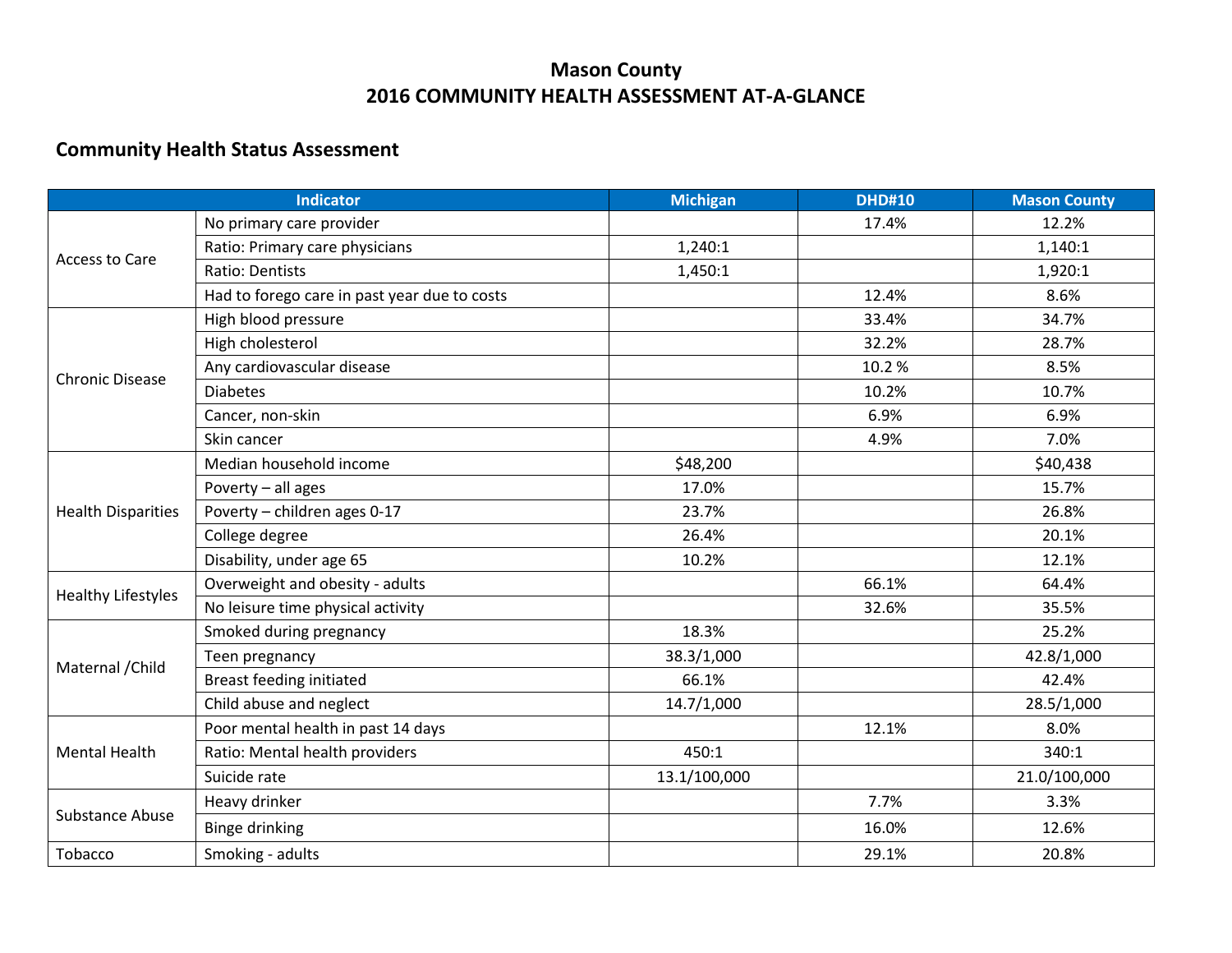# Mason County
# 2016 COMMUNITY HEALTH ASSESSMENT AT-A-GLANCE

## Community Health Status Assessment

| Indicator | | Michigan | DHD#10 | Mason County |
|---|---|---|---|---|
| Access to Care | No primary care provider | | 17.4% | 12.2% |
| | Ratio: Primary care physicians | 1,240:1 | | 1,140:1 |
| | Ratio: Dentists | 1,450:1 | | 1,920:1 |
| | Had to forego care in past year due to costs | | 12.4% | 8.6% |
| Chronic Disease | High blood pressure | | 33.4% | 34.7% |
| | High cholesterol | | 32.2% | 28.7% |
| | Any cardiovascular disease | | 10.2 % | 8.5% |
| | Diabetes | | 10.2% | 10.7% |
| | Cancer, non-skin | | 6.9% | 6.9% |
| | Skin cancer | | 4.9% | 7.0% |
| Health Disparities | Median household income | $48,200 | | $40,438 |
| | Poverty – all ages | 17.0% | | 15.7% |
| | Poverty – children ages 0-17 | 23.7% | | 26.8% |
| | College degree | 26.4% | | 20.1% |
| | Disability, under age 65 | 10.2% | | 12.1% |
| Healthy Lifestyles | Overweight and obesity - adults | | 66.1% | 64.4% |
| | No leisure time physical activity | | 32.6% | 35.5% |
| Maternal /Child | Smoked during pregnancy | 18.3% | | 25.2% |
| | Teen pregnancy | 38.3/1,000 | | 42.8/1,000 |
| | Breast feeding initiated | 66.1% | | 42.4% |
| | Child abuse and neglect | 14.7/1,000 | | 28.5/1,000 |
| Mental Health | Poor mental health in past 14 days | | 12.1% | 8.0% |
| | Ratio: Mental health providers | 450:1 | | 340:1 |
| | Suicide rate | 13.1/100,000 | | 21.0/100,000 |
| Substance Abuse | Heavy drinker | | 7.7% | 3.3% |
| | Binge drinking | | 16.0% | 12.6% |
| Tobacco | Smoking - adults | | 29.1% | 20.8% |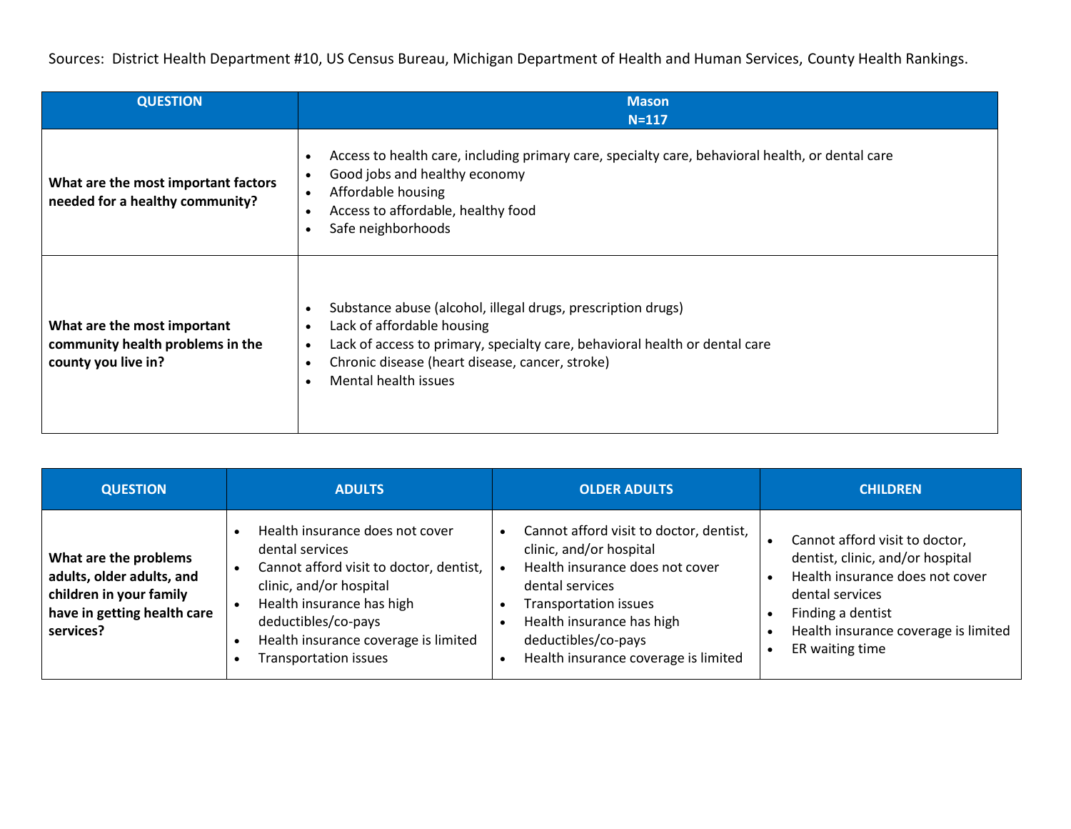Sources: District Health Department #10, US Census Bureau, Michigan Department of Health and Human Services, County Health Rankings.

| QUESTION | Mason<br>N=117 |
| --- | --- |
| **What are the most important factors needed for a healthy community?** | • Access to health care, including primary care, specialty care, behavioral health, or dental care<br>• Good jobs and healthy economy<br>• Affordable housing<br>• Access to affordable, healthy food<br>• Safe neighborhoods |
| **What are the most important community health problems in the county you live in?** | • Substance abuse (alcohol, illegal drugs, prescription drugs)<br>• Lack of affordable housing<br>• Lack of access to primary, specialty care, behavioral health or dental care<br>• Chronic disease (heart disease, cancer, stroke)<br>• Mental health issues |

| QUESTION | ADULTS | OLDER ADULTS | CHILDREN |
| --- | --- | --- | --- |
| **What are the problems adults, older adults, and children in your family have in getting health care services?** | • Health insurance does not cover dental services<br>• Cannot afford visit to doctor, dentist, clinic, and/or hospital<br>• Health insurance has high deductibles/co-pays<br>• Health insurance coverage is limited<br>• Transportation issues | • Cannot afford visit to doctor, dentist, clinic, and/or hospital<br>• Health insurance does not cover dental services<br>• Transportation issues<br>• Health insurance has high deductibles/co-pays<br>• Health insurance coverage is limited | • Cannot afford visit to doctor, dentist, clinic, and/or hospital<br>• Health insurance does not cover dental services<br>• Finding a dentist<br>• Health insurance coverage is limited<br>• ER waiting time |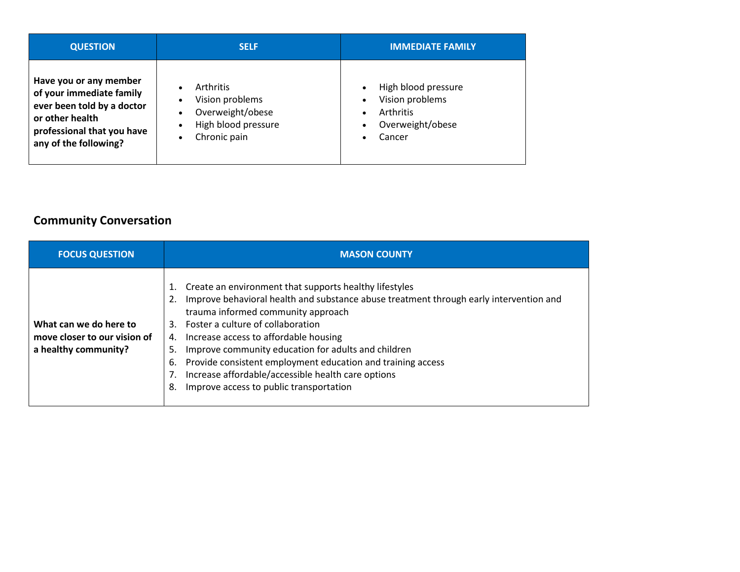| QUESTION | SELF | IMMEDIATE FAMILY |
|---|---|---|
| **Have you or any member of your immediate family ever been told by a doctor or other health professional that you have any of the following?** | • Arthritis<br>• Vision problems<br>• Overweight/obese<br>• High blood pressure<br>• Chronic pain | • High blood pressure<br>• Vision problems<br>• Arthritis<br>• Overweight/obese<br>• Cancer |

## Community Conversation

| FOCUS QUESTION | MASON COUNTY |
|---|---|
| **What can we do here to move closer to our vision of a healthy community?** | 1. Create an environment that supports healthy lifestyles<br>2. Improve behavioral health and substance abuse treatment through early intervention and trauma informed community approach<br>3. Foster a culture of collaboration<br>4. Increase access to affordable housing<br>5. Improve community education for adults and children<br>6. Provide consistent employment education and training access<br>7. Increase affordable/accessible health care options<br>8. Improve access to public transportation |